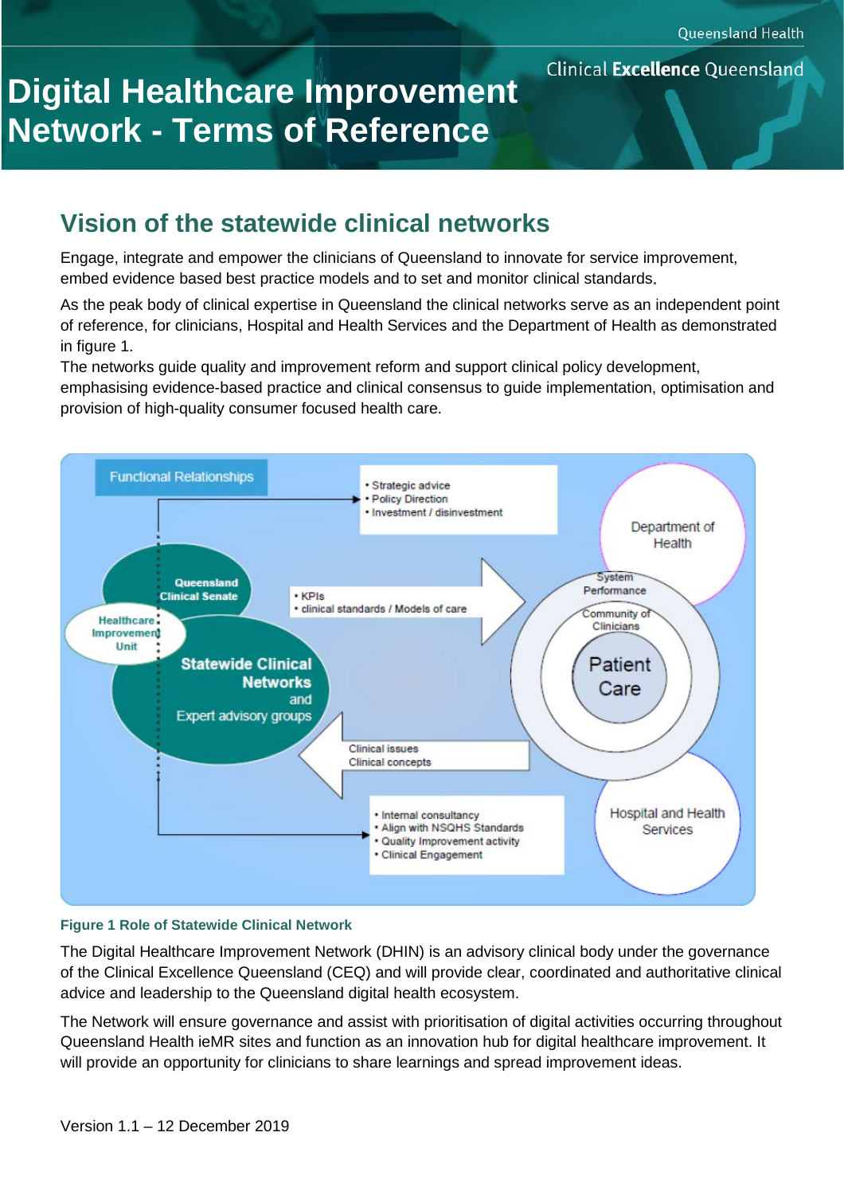# Digital Healthcare Improvement Network - Terms of Reference

## Vision of the statewide clinical networks

Engage, integrate and empower the clinicians of Queensland to innovate for service improvement, embed evidence based best practice models and to set and monitor clinical standards.

As the peak body of clinical expertise in Queensland the clinical networks serve as an independent point of reference, for clinicians, Hospital and Health Services and the Department of Health as demonstrated in figure 1.

The networks guide quality and improvement reform and support clinical policy development, emphasising evidence-based practice and clinical consensus to guide implementation, optimisation and provision of high-quality consumer focused health care.

Functional Relationships

- Strategic advice
- Policy Direction
- Investment / disinvestment

Department of Health

Queensland Clinical Senate

Healthcare Improvement Unit

- KPIs
- clinical standards / Models of care

System Performance

Community of Clinicians

Patient Care

Statewide Clinical Networks and Expert advisory groups

Clinical issues
Clinical concepts

- Internal consultancy
- Align with NSQHS Standards
- Quality Improvement activity
- Clinical Engagement

Hospital and Health Services

**Figure 1 Role of Statewide Clinical Network**

The Digital Healthcare Improvement Network (DHIN) is an advisory clinical body under the governance of the Clinical Excellence Queensland (CEQ) and will provide clear, coordinated and authoritative clinical advice and leadership to the Queensland digital health ecosystem.

The Network will ensure governance and assist with prioritisation of digital activities occurring throughout Queensland Health ieMR sites and function as an innovation hub for digital healthcare improvement. It will provide an opportunity for clinicians to share learnings and spread improvement ideas.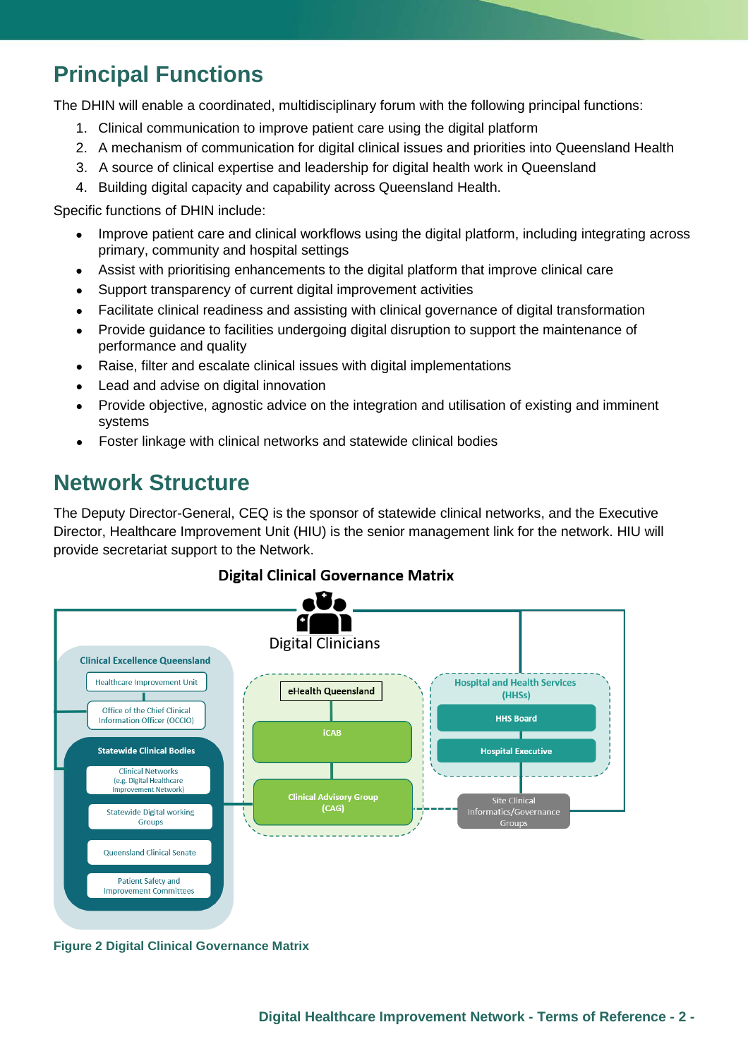## Principal Functions

The DHIN will enable a coordinated, multidisciplinary forum with the following principal functions:

1. Clinical communication to improve patient care using the digital platform
2. A mechanism of communication for digital clinical issues and priorities into Queensland Health
3. A source of clinical expertise and leadership for digital health work in Queensland
4. Building digital capacity and capability across Queensland Health.

Specific functions of DHIN include:

- Improve patient care and clinical workflows using the digital platform, including integrating across primary, community and hospital settings
- Assist with prioritising enhancements to the digital platform that improve clinical care
- Support transparency of current digital improvement activities
- Facilitate clinical readiness and assisting with clinical governance of digital transformation
- Provide guidance to facilities undergoing digital disruption to support the maintenance of performance and quality
- Raise, filter and escalate clinical issues with digital implementations
- Lead and advise on digital innovation
- Provide objective, agnostic advice on the integration and utilisation of existing and imminent systems
- Foster linkage with clinical networks and statewide clinical bodies

## Network Structure

The Deputy Director-General, CEQ is the sponsor of statewide clinical networks, and the Executive Director, Healthcare Improvement Unit (HIU) is the senior management link for the network. HIU will provide secretariat support to the Network.

Digital Clinical Governance Matrix

Digital Clinicians

Clinical Excellence Queensland

Healthcare Improvement Unit

Office of the Chief Clinical Information Officer (OCCIO)

Statewide Clinical Bodies

Clinical Networks (e.g. Digital Healthcare Improvement Network)

Statewide Digital working Groups

Queensland Clinical Senate

Patient Safety and Improvement Committees

eHealth Queensland

iCAB

Clinical Advisory Group (CAG)

Hospital and Health Services (HHSs)

HHS Board

Hospital Executive

Site Clinical Informatics/Governance Groups

**Figure 2 Digital Clinical Governance Matrix**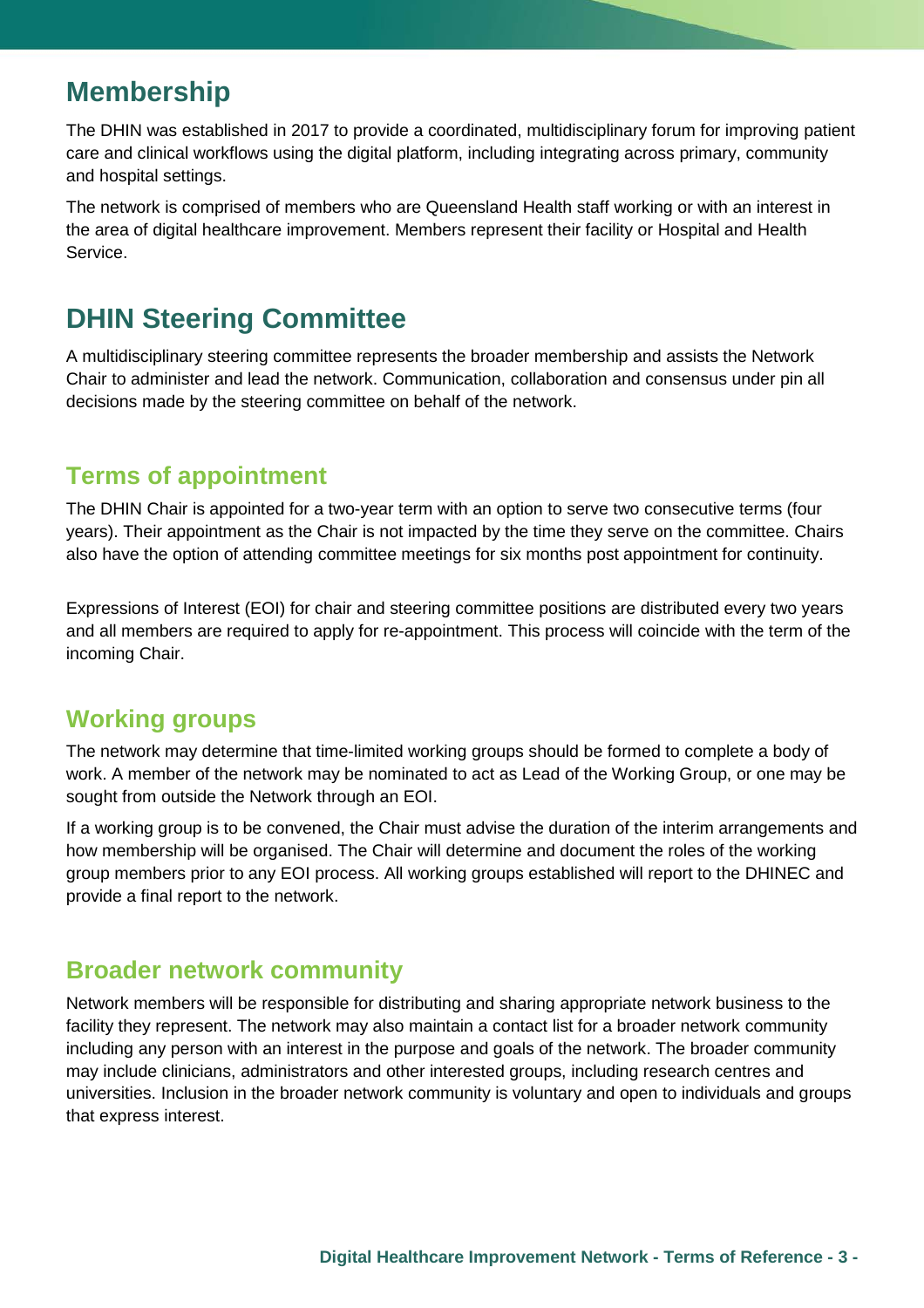## Membership

The DHIN was established in 2017 to provide a coordinated, multidisciplinary forum for improving patient care and clinical workflows using the digital platform, including integrating across primary, community and hospital settings.

The network is comprised of members who are Queensland Health staff working or with an interest in the area of digital healthcare improvement. Members represent their facility or Hospital and Health Service.

## DHIN Steering Committee

A multidisciplinary steering committee represents the broader membership and assists the Network Chair to administer and lead the network. Communication, collaboration and consensus under pin all decisions made by the steering committee on behalf of the network.

### Terms of appointment

The DHIN Chair is appointed for a two-year term with an option to serve two consecutive terms (four years). Their appointment as the Chair is not impacted by the time they serve on the committee. Chairs also have the option of attending committee meetings for six months post appointment for continuity.

Expressions of Interest (EOI) for chair and steering committee positions are distributed every two years and all members are required to apply for re-appointment. This process will coincide with the term of the incoming Chair.

### Working groups

The network may determine that time-limited working groups should be formed to complete a body of work. A member of the network may be nominated to act as Lead of the Working Group, or one may be sought from outside the Network through an EOI.

If a working group is to be convened, the Chair must advise the duration of the interim arrangements and how membership will be organised. The Chair will determine and document the roles of the working group members prior to any EOI process. All working groups established will report to the DHINEC and provide a final report to the network.

### Broader network community

Network members will be responsible for distributing and sharing appropriate network business to the facility they represent. The network may also maintain a contact list for a broader network community including any person with an interest in the purpose and goals of the network. The broader community may include clinicians, administrators and other interested groups, including research centres and universities. Inclusion in the broader network community is voluntary and open to individuals and groups that express interest.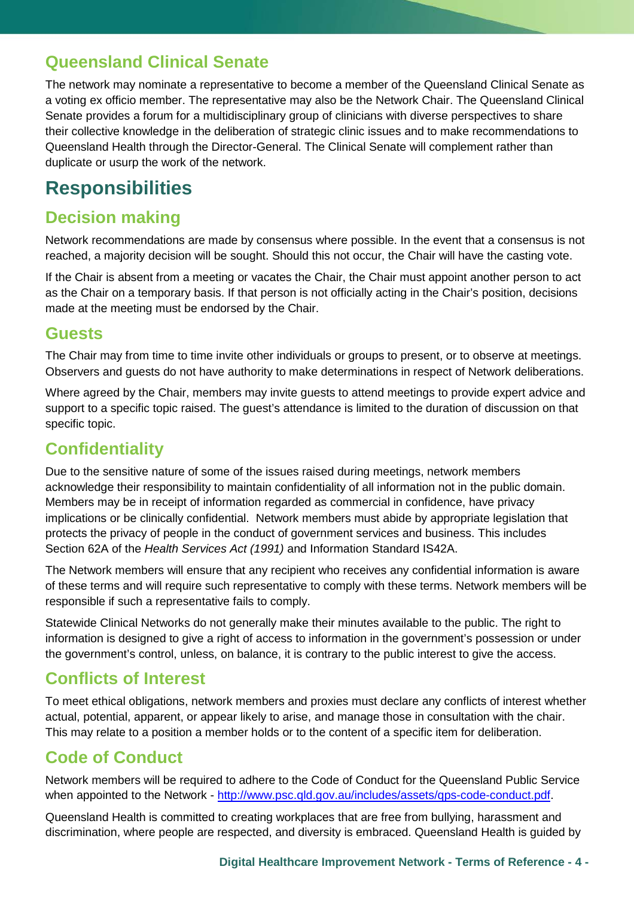## Queensland Clinical Senate

The network may nominate a representative to become a member of the Queensland Clinical Senate as a voting ex officio member. The representative may also be the Network Chair. The Queensland Clinical Senate provides a forum for a multidisciplinary group of clinicians with diverse perspectives to share their collective knowledge in the deliberation of strategic clinic issues and to make recommendations to Queensland Health through the Director-General. The Clinical Senate will complement rather than duplicate or usurp the work of the network.

# Responsibilities

## Decision making

Network recommendations are made by consensus where possible. In the event that a consensus is not reached, a majority decision will be sought. Should this not occur, the Chair will have the casting vote.

If the Chair is absent from a meeting or vacates the Chair, the Chair must appoint another person to act as the Chair on a temporary basis. If that person is not officially acting in the Chair's position, decisions made at the meeting must be endorsed by the Chair.

## Guests

The Chair may from time to time invite other individuals or groups to present, or to observe at meetings. Observers and guests do not have authority to make determinations in respect of Network deliberations.

Where agreed by the Chair, members may invite guests to attend meetings to provide expert advice and support to a specific topic raised. The guest's attendance is limited to the duration of discussion on that specific topic.

## Confidentiality

Due to the sensitive nature of some of the issues raised during meetings, network members acknowledge their responsibility to maintain confidentiality of all information not in the public domain. Members may be in receipt of information regarded as commercial in confidence, have privacy implications or be clinically confidential. Network members must abide by appropriate legislation that protects the privacy of people in the conduct of government services and business. This includes Section 62A of the *Health Services Act (1991)* and Information Standard IS42A.

The Network members will ensure that any recipient who receives any confidential information is aware of these terms and will require such representative to comply with these terms. Network members will be responsible if such a representative fails to comply.

Statewide Clinical Networks do not generally make their minutes available to the public. The right to information is designed to give a right of access to information in the government's possession or under the government's control, unless, on balance, it is contrary to the public interest to give the access.

## Conflicts of Interest

To meet ethical obligations, network members and proxies must declare any conflicts of interest whether actual, potential, apparent, or appear likely to arise, and manage those in consultation with the chair. This may relate to a position a member holds or to the content of a specific item for deliberation.

## Code of Conduct

Network members will be required to adhere to the Code of Conduct for the Queensland Public Service when appointed to the Network - [http://www.psc.qld.gov.au/includes/assets/qps-code-conduct.pdf](http://www.psc.qld.gov.au/includes/assets/qps-code-conduct.pdf).

Queensland Health is committed to creating workplaces that are free from bullying, harassment and discrimination, where people are respected, and diversity is embraced. Queensland Health is guided by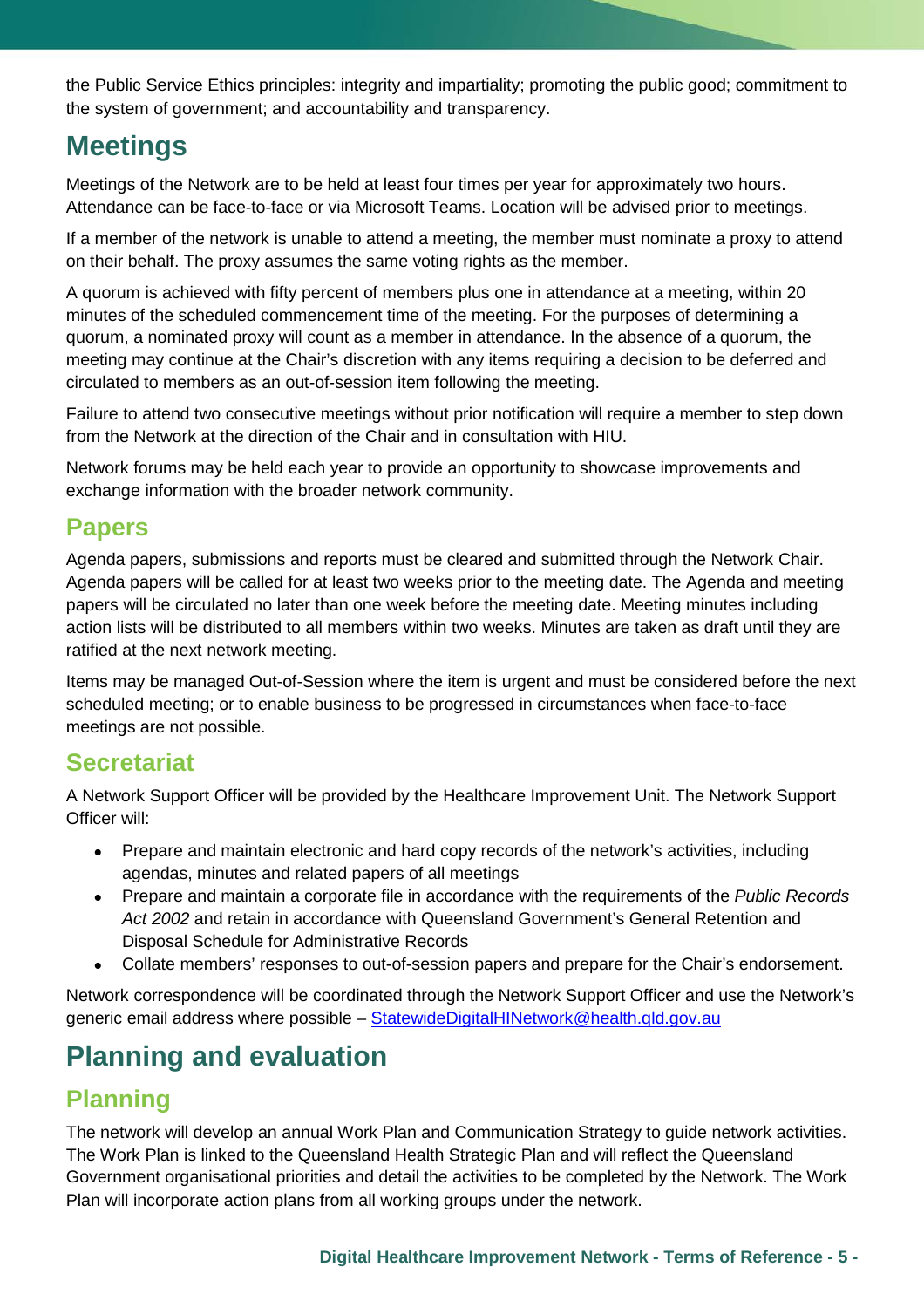the Public Service Ethics principles: integrity and impartiality; promoting the public good; commitment to the system of government; and accountability and transparency.

# Meetings

Meetings of the Network are to be held at least four times per year for approximately two hours. Attendance can be face-to-face or via Microsoft Teams. Location will be advised prior to meetings.

If a member of the network is unable to attend a meeting, the member must nominate a proxy to attend on their behalf. The proxy assumes the same voting rights as the member.

A quorum is achieved with fifty percent of members plus one in attendance at a meeting, within 20 minutes of the scheduled commencement time of the meeting. For the purposes of determining a quorum, a nominated proxy will count as a member in attendance. In the absence of a quorum, the meeting may continue at the Chair's discretion with any items requiring a decision to be deferred and circulated to members as an out-of-session item following the meeting.

Failure to attend two consecutive meetings without prior notification will require a member to step down from the Network at the direction of the Chair and in consultation with HIU.

Network forums may be held each year to provide an opportunity to showcase improvements and exchange information with the broader network community.

## Papers

Agenda papers, submissions and reports must be cleared and submitted through the Network Chair. Agenda papers will be called for at least two weeks prior to the meeting date. The Agenda and meeting papers will be circulated no later than one week before the meeting date. Meeting minutes including action lists will be distributed to all members within two weeks. Minutes are taken as draft until they are ratified at the next network meeting.

Items may be managed Out-of-Session where the item is urgent and must be considered before the next scheduled meeting; or to enable business to be progressed in circumstances when face-to-face meetings are not possible.

## Secretariat

A Network Support Officer will be provided by the Healthcare Improvement Unit. The Network Support Officer will:

- Prepare and maintain electronic and hard copy records of the network's activities, including agendas, minutes and related papers of all meetings
- Prepare and maintain a corporate file in accordance with the requirements of the *Public Records Act 2002* and retain in accordance with Queensland Government's General Retention and Disposal Schedule for Administrative Records
- Collate members' responses to out-of-session papers and prepare for the Chair's endorsement.

Network correspondence will be coordinated through the Network Support Officer and use the Network's generic email address where possible – StatewideDigitalHINetwork@health.qld.gov.au

# Planning and evaluation

## Planning

The network will develop an annual Work Plan and Communication Strategy to guide network activities. The Work Plan is linked to the Queensland Health Strategic Plan and will reflect the Queensland Government organisational priorities and detail the activities to be completed by the Network. The Work Plan will incorporate action plans from all working groups under the network.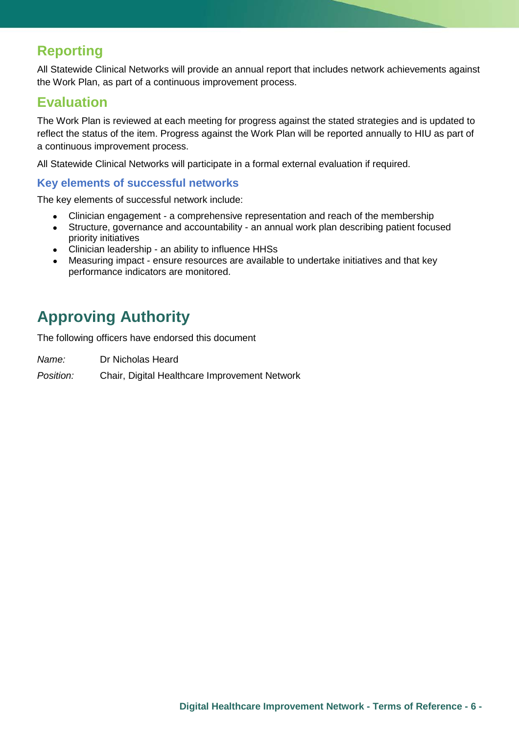## Reporting

All Statewide Clinical Networks will provide an annual report that includes network achievements against the Work Plan, as part of a continuous improvement process.

## Evaluation

The Work Plan is reviewed at each meeting for progress against the stated strategies and is updated to reflect the status of the item. Progress against the Work Plan will be reported annually to HIU as part of a continuous improvement process.

All Statewide Clinical Networks will participate in a formal external evaluation if required.

### Key elements of successful networks

The key elements of successful network include:

- Clinician engagement - a comprehensive representation and reach of the membership
- Structure, governance and accountability - an annual work plan describing patient focused priority initiatives
- Clinician leadership - an ability to influence HHSs
- Measuring impact - ensure resources are available to undertake initiatives and that key performance indicators are monitored.

# Approving Authority

The following officers have endorsed this document

*Name:* Dr Nicholas Heard

*Position:* Chair, Digital Healthcare Improvement Network